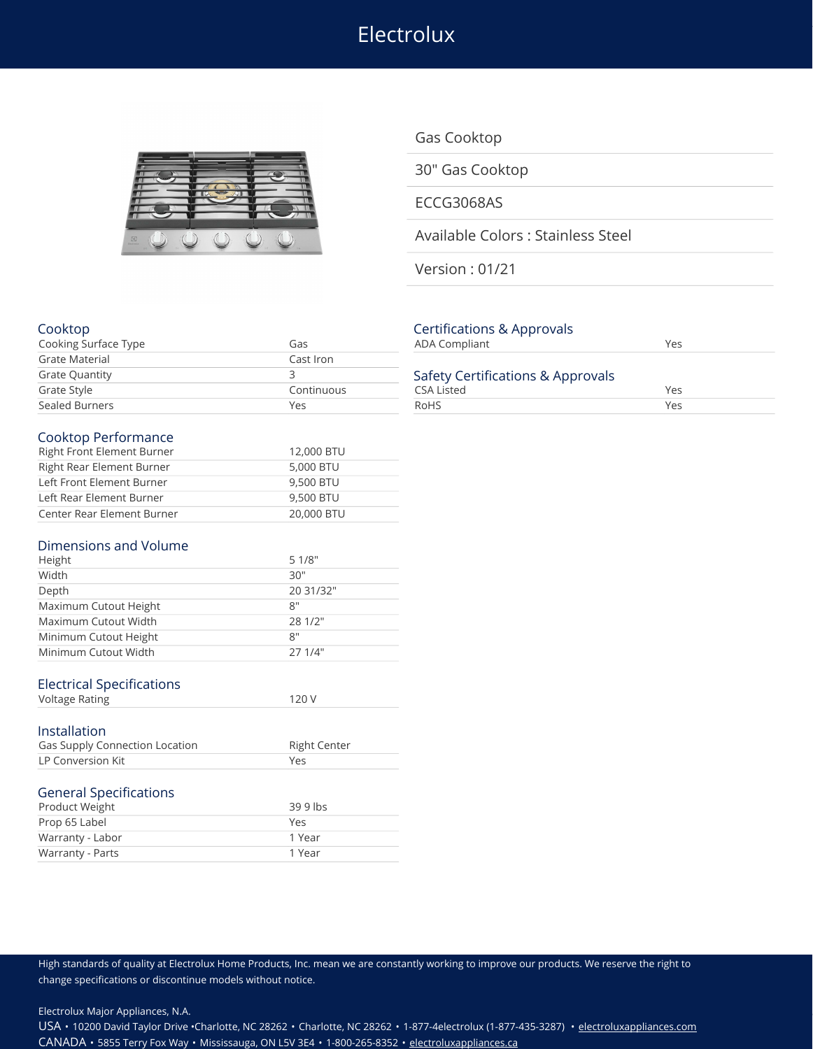# Electrolux

Gas Cooktop

30" Gas Cooktop

ECCG3068AS

Available Colors : Stainless Steel

Version : 01/21

## Cooktop

| | |
|---|---|
| Cooking Surface Type | Gas |
| Grate Material | Cast Iron |
| Grate Quantity | 3 |
| Grate Style | Continuous |
| Sealed Burners | Yes |

## Cooktop Performance

| | |
|---|---|
| Right Front Element Burner | 12,000 BTU |
| Right Rear Element Burner | 5,000 BTU |
| Left Front Element Burner | 9,500 BTU |
| Left Rear Element Burner | 9,500 BTU |
| Center Rear Element Burner | 20,000 BTU |

## Dimensions and Volume

| | |
|---|---|
| Height | 5 1/8" |
| Width | 30" |
| Depth | 20 31/32" |
| Maximum Cutout Height | 8" |
| Maximum Cutout Width | 28 1/2" |
| Minimum Cutout Height | 8" |
| Minimum Cutout Width | 27 1/4" |

## Electrical Specifications

| | |
|---|---|
| Voltage Rating | 120 V |

## Installation

| | |
|---|---|
| Gas Supply Connection Location | Right Center |
| LP Conversion Kit | Yes |

## General Specifications

| | |
|---|---|
| Product Weight | 39 9 lbs |
| Prop 65 Label | Yes |
| Warranty - Labor | 1 Year |
| Warranty - Parts | 1 Year |

## Certifications & Approvals

| | |
|---|---|
| ADA Compliant | Yes |

## Safety Certifications & Approvals

| | |
|---|---|
| CSA Listed | Yes |
| RoHS | Yes |

High standards of quality at Electrolux Home Products, Inc. mean we are constantly working to improve our products. We reserve the right to change specifications or discontinue models without notice.

Electrolux Major Appliances, N.A.

USA • 10200 David Taylor Drive •Charlotte, NC 28262 • Charlotte, NC 28262 • 1-877-4electrolux (1-877-435-3287) • electroluxappliances.com

CANADA • 5855 Terry Fox Way • Mississauga, ON L5V 3E4 • 1-800-265-8352 • electroluxappliances.ca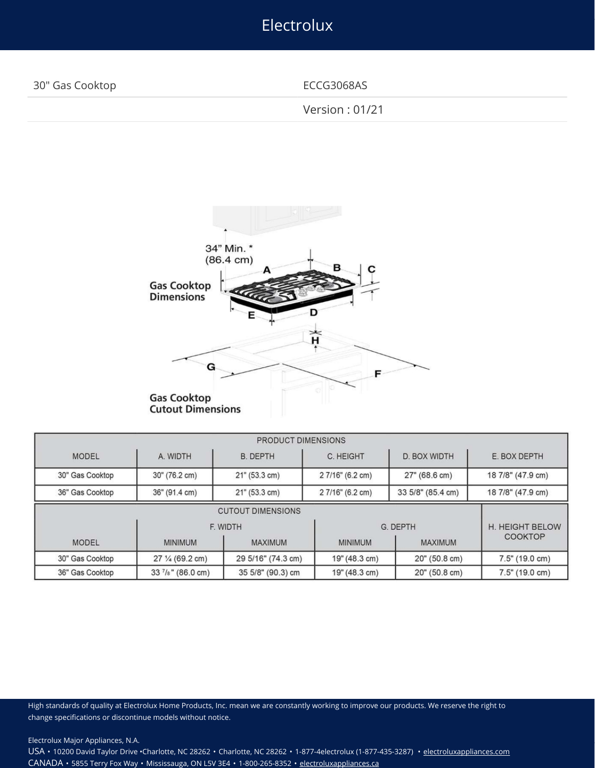30" Gas Cooktop | ECCG3068AS

Version : 01/21

34" Min. *
(86.4 cm)

Gas Cooktop Dimensions

A B C D E

H

G F

Gas Cooktop Cutout Dimensions

| PRODUCT DIMENSIONS | | | | | |
|---|---|---|---|---|---|
| MODEL | A. WIDTH | B. DEPTH | C. HEIGHT | D. BOX WIDTH | E. BOX DEPTH |
| 30" Gas Cooktop | 30" (76.2 cm) | 21" (53.3 cm) | 2 7/16" (6.2 cm) | 27" (68.6 cm) | 18 7/8" (47.9 cm) |
| 36" Gas Cooktop | 36" (91.4 cm) | 21" (53.3 cm) | 2 7/16" (6.2 cm) | 33 5/8" (85.4 cm) | 18 7/8" (47.9 cm) |

| CUTOUT DIMENSIONS | | | | | H. HEIGHT BELOW COOKTOP |
|---|---|---|---|---|---|
| | F. WIDTH | | G. DEPTH | | |
| MODEL | MINIMUM | MAXIMUM | MINIMUM | MAXIMUM | |
| 30" Gas Cooktop | 27 ¼ (69.2 cm) | 29 5/16" (74.3 cm) | 19" (48.3 cm) | 20" (50.8 cm) | 7.5" (19.0 cm) |
| 36" Gas Cooktop | 33 7/8" (86.0 cm) | 35 5/8" (90.3) cm | 19" (48.3 cm) | 20" (50.8 cm) | 7.5" (19.0 cm) |

High standards of quality at Electrolux Home Products, Inc. mean we are constantly working to improve our products. We reserve the right to change specifications or discontinue models without notice.

Electrolux Major Appliances, N.A.

USA • 10200 David Taylor Drive •Charlotte, NC 28262 • Charlotte, NC 28262 • 1-877-4electrolux (1-877-435-3287) • electroluxappliances.com

CANADA • 5855 Terry Fox Way • Mississauga, ON L5V 3E4 • 1-800-265-8352 • electroluxappliances.ca